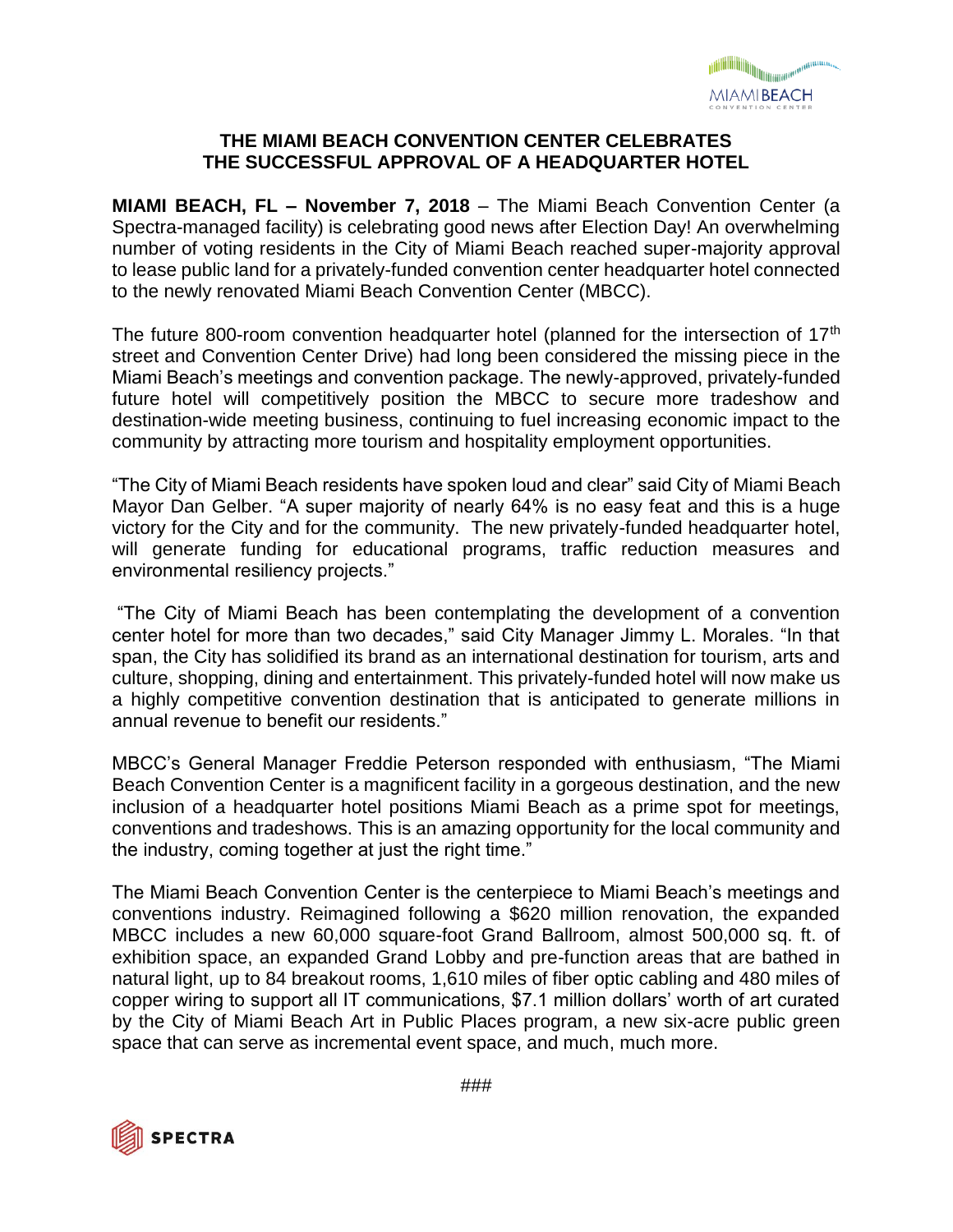# THE MIAMI BEACH CONVENTION CENTER CELEBRATES THE SUCCESSFUL APPROVAL OF A HEADQUARTER HOTEL

**MIAMI BEACH, FL – November 7, 2018** – The Miami Beach Convention Center (a Spectra-managed facility) is celebrating good news after Election Day! An overwhelming number of voting residents in the City of Miami Beach reached super-majority approval to lease public land for a privately-funded convention center headquarter hotel connected to the newly renovated Miami Beach Convention Center (MBCC).

The future 800-room convention headquarter hotel (planned for the intersection of 17th street and Convention Center Drive) had long been considered the missing piece in the Miami Beach's meetings and convention package. The newly-approved, privately-funded future hotel will competitively position the MBCC to secure more tradeshow and destination-wide meeting business, continuing to fuel increasing economic impact to the community by attracting more tourism and hospitality employment opportunities.

"The City of Miami Beach residents have spoken loud and clear" said City of Miami Beach Mayor Dan Gelber. "A super majority of nearly 64% is no easy feat and this is a huge victory for the City and for the community. The new privately-funded headquarter hotel, will generate funding for educational programs, traffic reduction measures and environmental resiliency projects."

"The City of Miami Beach has been contemplating the development of a convention center hotel for more than two decades," said City Manager Jimmy L. Morales. "In that span, the City has solidified its brand as an international destination for tourism, arts and culture, shopping, dining and entertainment. This privately-funded hotel will now make us a highly competitive convention destination that is anticipated to generate millions in annual revenue to benefit our residents."

MBCC's General Manager Freddie Peterson responded with enthusiasm, "The Miami Beach Convention Center is a magnificent facility in a gorgeous destination, and the new inclusion of a headquarter hotel positions Miami Beach as a prime spot for meetings, conventions and tradeshows. This is an amazing opportunity for the local community and the industry, coming together at just the right time."

The Miami Beach Convention Center is the centerpiece to Miami Beach's meetings and conventions industry. Reimagined following a $620 million renovation, the expanded MBCC includes a new 60,000 square-foot Grand Ballroom, almost 500,000 sq. ft. of exhibition space, an expanded Grand Lobby and pre-function areas that are bathed in natural light, up to 84 breakout rooms, 1,610 miles of fiber optic cabling and 480 miles of copper wiring to support all IT communications, $7.1 million dollars' worth of art curated by the City of Miami Beach Art in Public Places program, a new six-acre public green space that can serve as incremental event space, and much, much more.

###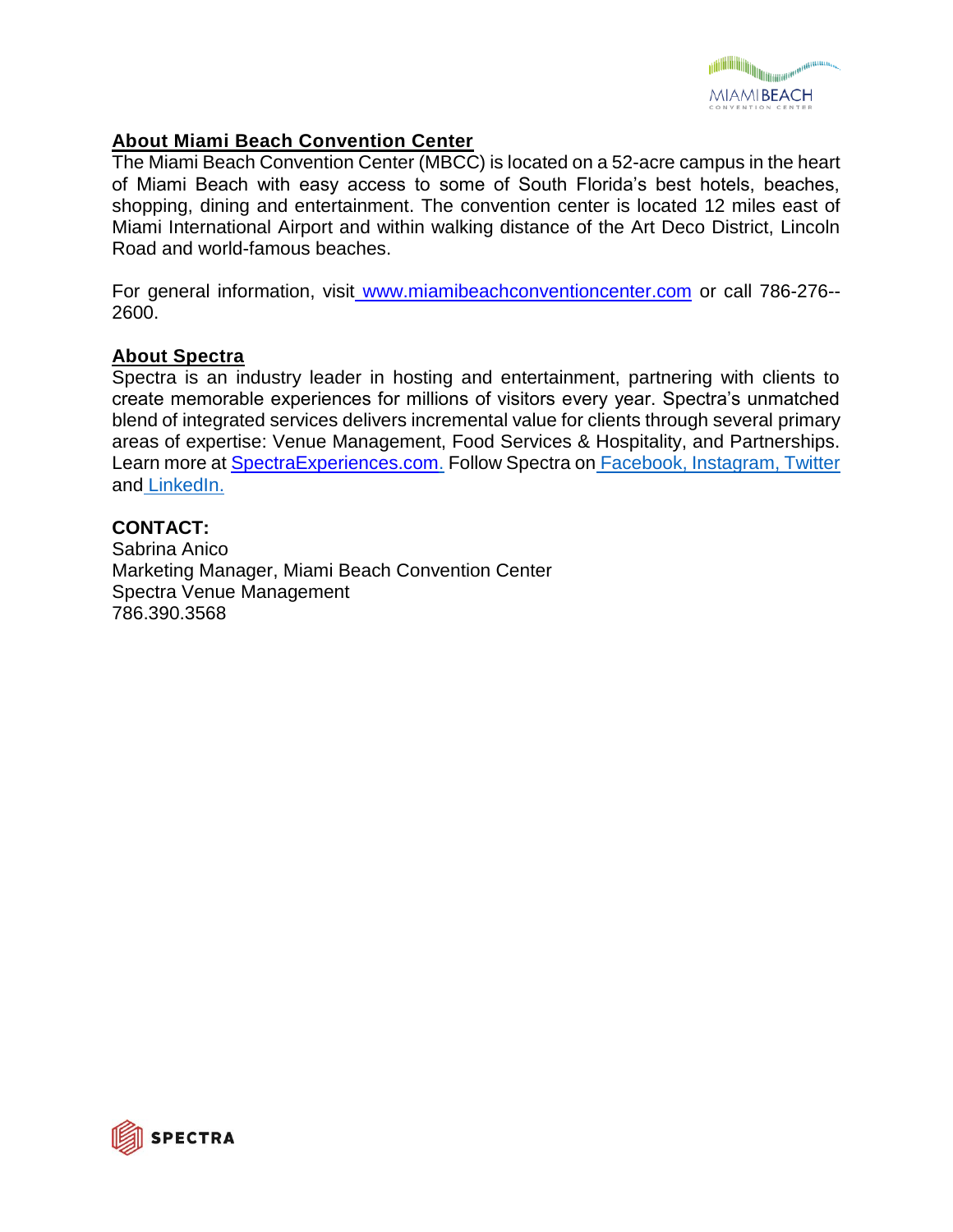**About Miami Beach Convention Center**

The Miami Beach Convention Center (MBCC) is located on a 52-acre campus in the heart of Miami Beach with easy access to some of South Florida's best hotels, beaches, shopping, dining and entertainment. The convention center is located 12 miles east of Miami International Airport and within walking distance of the Art Deco District, Lincoln Road and world-famous beaches.

For general information, visit www.miamibeachconventioncenter.com or call 786-276--2600.

**About Spectra**

Spectra is an industry leader in hosting and entertainment, partnering with clients to create memorable experiences for millions of visitors every year. Spectra's unmatched blend of integrated services delivers incremental value for clients through several primary areas of expertise: Venue Management, Food Services & Hospitality, and Partnerships. Learn more at SpectraExperiences.com. Follow Spectra on Facebook, Instagram, Twitter and LinkedIn.

**CONTACT:**

Sabrina Anico
Marketing Manager, Miami Beach Convention Center
Spectra Venue Management
786.390.3568